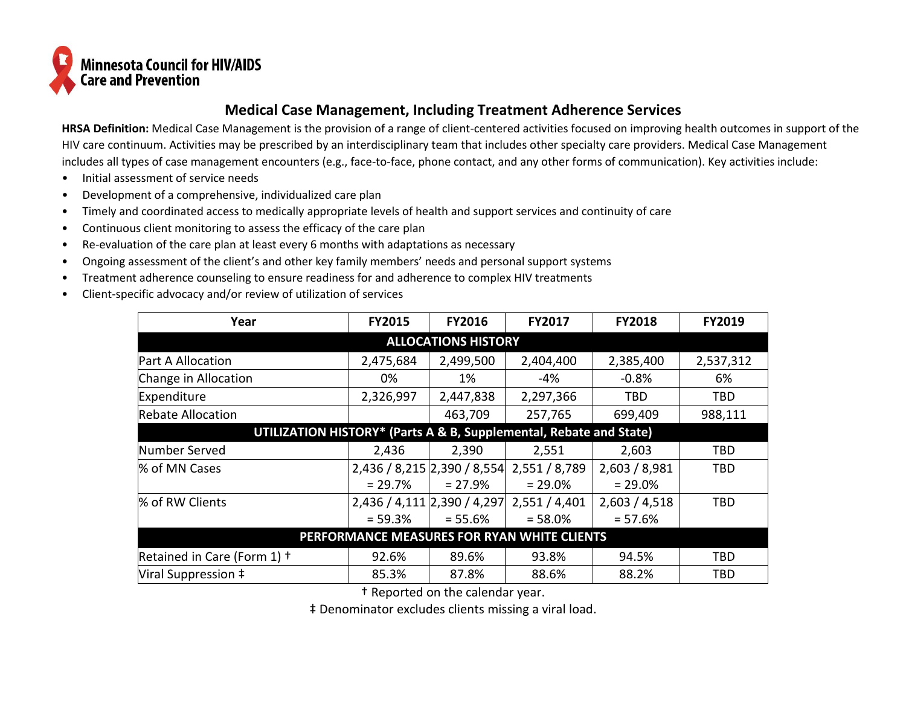Minnesota Council for HIV/AIDS Care and Prevention

## Medical Case Management, Including Treatment Adherence Services

**HRSA Definition:** Medical Case Management is the provision of a range of client-centered activities focused on improving health outcomes in support of the HIV care continuum. Activities may be prescribed by an interdisciplinary team that includes other specialty care providers. Medical Case Management includes all types of case management encounters (e.g., face-to-face, phone contact, and any other forms of communication). Key activities include:

- Initial assessment of service needs
- Development of a comprehensive, individualized care plan
- Timely and coordinated access to medically appropriate levels of health and support services and continuity of care
- Continuous client monitoring to assess the efficacy of the care plan
- Re-evaluation of the care plan at least every 6 months with adaptations as necessary
- Ongoing assessment of the client's and other key family members' needs and personal support systems
- Treatment adherence counseling to ensure readiness for and adherence to complex HIV treatments
- Client-specific advocacy and/or review of utilization of services

| Year | FY2015 | FY2016 | FY2017 | FY2018 | FY2019 |
|---|---|---|---|---|---|
| **ALLOCATIONS HISTORY** | | | | | |
| Part A Allocation | 2,475,684 | 2,499,500 | 2,404,400 | 2,385,400 | 2,537,312 |
| Change in Allocation | 0% | 1% | -4% | -0.8% | 6% |
| Expenditure | 2,326,997 | 2,447,838 | 2,297,366 | TBD | TBD |
| Rebate Allocation | | 463,709 | 257,765 | 699,409 | 988,111 |
| **UTILIZATION HISTORY* (Parts A & B, Supplemental, Rebate and State)** | | | | | |
| Number Served | 2,436 | 2,390 | 2,551 | 2,603 | TBD |
| % of MN Cases | 2,436 / 8,215 = 29.7% | 2,390 / 8,554 = 27.9% | 2,551 / 8,789 = 29.0% | 2,603 / 8,981 = 29.0% | TBD |
| % of RW Clients | 2,436 / 4,111 = 59.3% | 2,390 / 4,297 = 55.6% | 2,551 / 4,401 = 58.0% | 2,603 / 4,518 = 57.6% | TBD |
| **PERFORMANCE MEASURES FOR RYAN WHITE CLIENTS** | | | | | |
| Retained in Care (Form 1) † | 92.6% | 89.6% | 93.8% | 94.5% | TBD |
| Viral Suppression ‡ | 85.3% | 87.8% | 88.6% | 88.2% | TBD |

† Reported on the calendar year.

‡ Denominator excludes clients missing a viral load.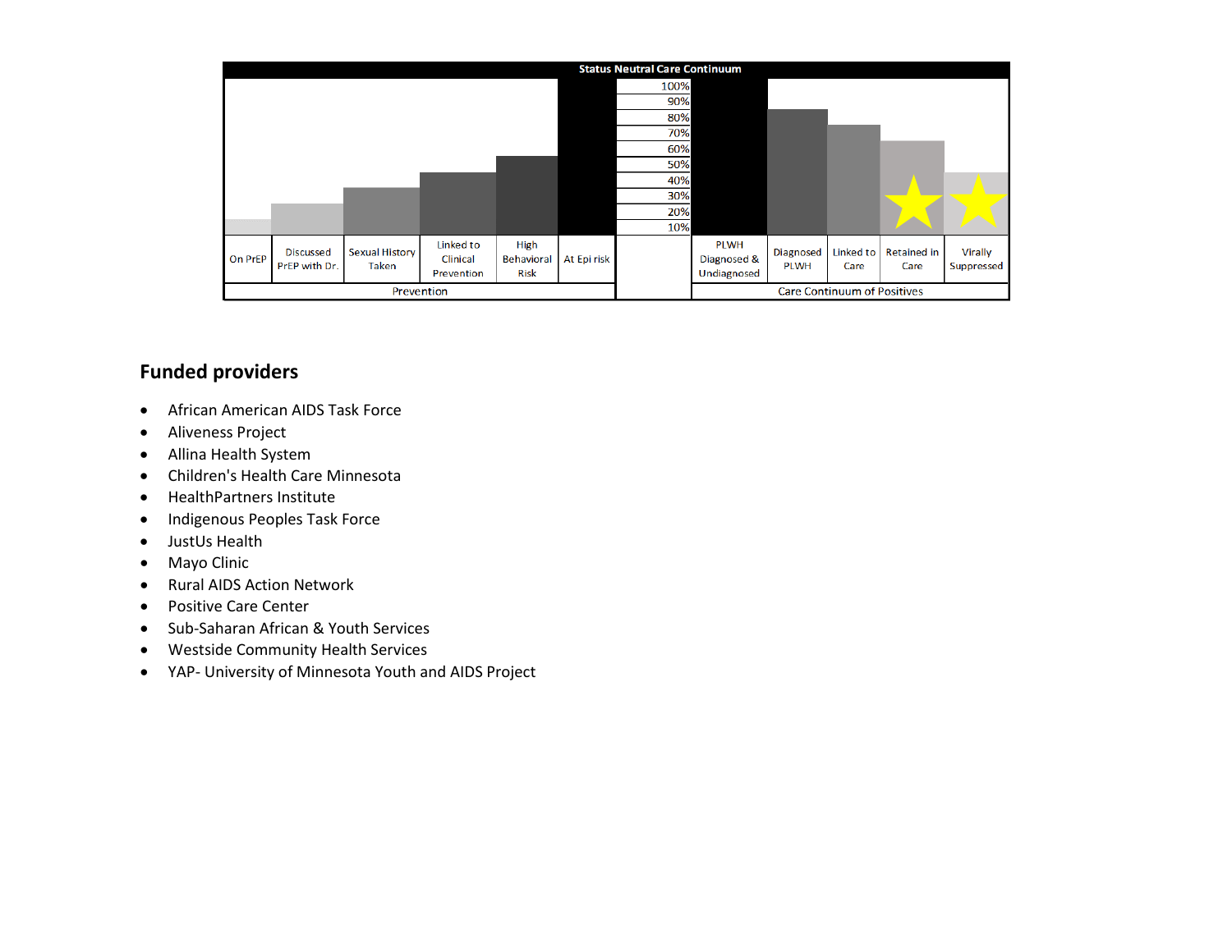Status Neutral Care Continuum

100%
90%
80%
70%
60%
50%
40%
30%
20%
10%

On PrEP

Discussed PrEP with Dr.

Sexual History Taken

Linked to Clinical Prevention

High Behavioral Risk

At Epi risk

PLWH Diagnosed & Undiagnosed

Diagnosed PLWH

Linked to Care

Retained in Care

Virally Suppressed

Prevention

Care Continuum of Positives

## Funded providers

- African American AIDS Task Force
- Aliveness Project
- Allina Health System
- Children's Health Care Minnesota
- HealthPartners Institute
- Indigenous Peoples Task Force
- JustUs Health
- Mayo Clinic
- Rural AIDS Action Network
- Positive Care Center
- Sub-Saharan African & Youth Services
- Westside Community Health Services
- YAP- University of Minnesota Youth and AIDS Project